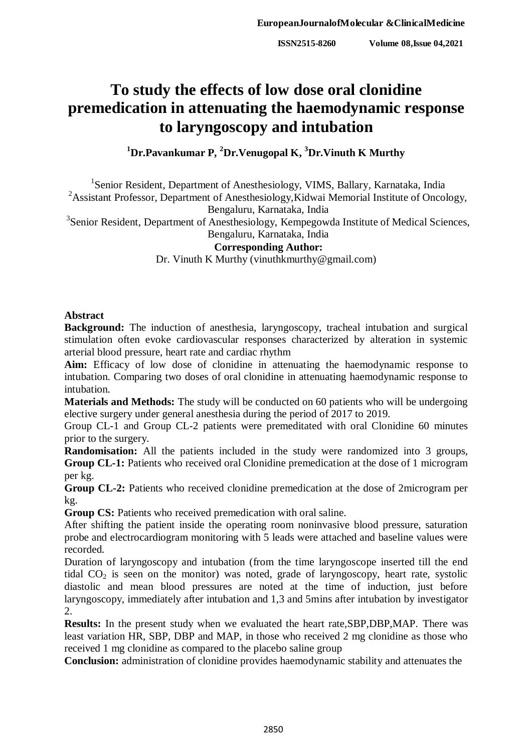# To study the effects of low dose oral clonidine premedication in attenuating the haemodynamic response to laryngoscopy and intubation

**[1]Dr.Pavankumar P, [2]Dr.Venugopal K, [3]Dr.Vinuth K Murthy**

[1]Senior Resident, Department of Anesthesiology, VIMS, Ballary, Karnataka, India
[2]Assistant Professor, Department of Anesthesiology,Kidwai Memorial Institute of Oncology, Bengaluru, Karnataka, India
[3]Senior Resident, Department of Anesthesiology, Kempegowda Institute of Medical Sciences, Bengaluru, Karnataka, India

**Corresponding Author:**
Dr. Vinuth K Murthy (vinuthkmurthy@gmail.com)

## Abstract

**Background:** The induction of anesthesia, laryngoscopy, tracheal intubation and surgical stimulation often evoke cardiovascular responses characterized by alteration in systemic arterial blood pressure, heart rate and cardiac rhythm

**Aim:** Efficacy of low dose of clonidine in attenuating the haemodynamic response to intubation. Comparing two doses of oral clonidine in attenuating haemodynamic response to intubation.

**Materials and Methods:** The study will be conducted on 60 patients who will be undergoing elective surgery under general anesthesia during the period of 2017 to 2019.

Group CL-1 and Group CL-2 patients were premeditated with oral Clonidine 60 minutes prior to the surgery.

**Randomisation:** All the patients included in the study were randomized into 3 groups,

**Group CL-1:** Patients who received oral Clonidine premedication at the dose of 1 microgram per kg.

**Group CL-2:** Patients who received clonidine premedication at the dose of 2microgram per kg.

**Group CS:** Patients who received premedication with oral saline.

After shifting the patient inside the operating room noninvasive blood pressure, saturation probe and electrocardiogram monitoring with 5 leads were attached and baseline values were recorded.

Duration of laryngoscopy and intubation (from the time laryngoscope inserted till the end tidal $CO_2$ is seen on the monitor) was noted, grade of laryngoscopy, heart rate, systolic diastolic and mean blood pressures are noted at the time of induction, just before laryngoscopy, immediately after intubation and 1,3 and 5mins after intubation by investigator 2.

**Results:** In the present study when we evaluated the heart rate,SBP,DBP,MAP. There was least variation HR, SBP, DBP and MAP, in those who received 2 mg clonidine as those who received 1 mg clonidine as compared to the placebo saline group

**Conclusion:** administration of clonidine provides haemodynamic stability and attenuates the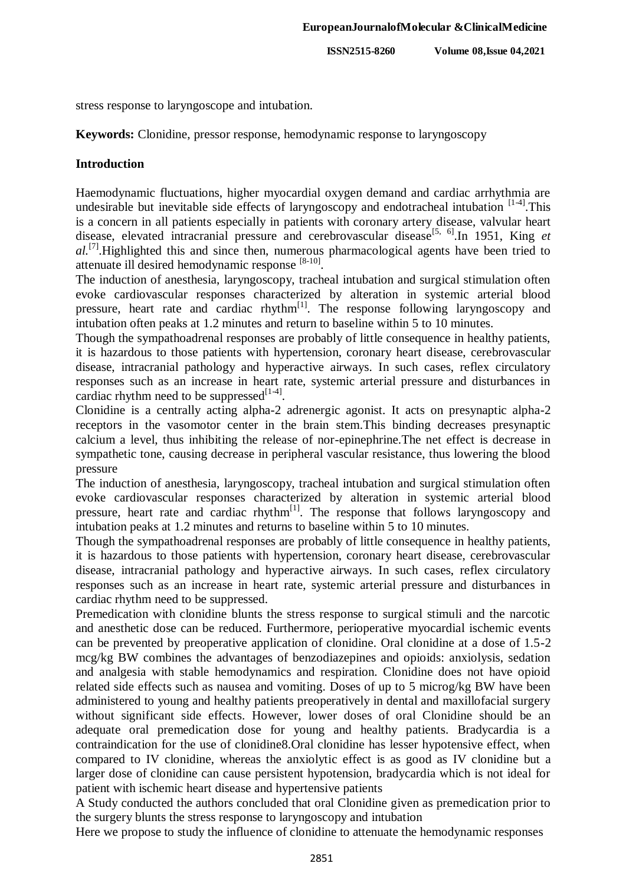stress response to laryngoscope and intubation.

**Keywords:** Clonidine, pressor response, hemodynamic response to laryngoscopy

## Introduction

Haemodynamic fluctuations, higher myocardial oxygen demand and cardiac arrhythmia are undesirable but inevitable side effects of laryngoscopy and endotracheal intubation [1-4].This is a concern in all patients especially in patients with coronary artery disease, valvular heart disease, elevated intracranial pressure and cerebrovascular disease[5, 6].In 1951, King *et al.*[7].Highlighted this and since then, numerous pharmacological agents have been tried to attenuate ill desired hemodynamic response [8-10].

The induction of anesthesia, laryngoscopy, tracheal intubation and surgical stimulation often evoke cardiovascular responses characterized by alteration in systemic arterial blood pressure, heart rate and cardiac rhythm[1]. The response following laryngoscopy and intubation often peaks at 1.2 minutes and return to baseline within 5 to 10 minutes.

Though the sympathoadrenal responses are probably of little consequence in healthy patients, it is hazardous to those patients with hypertension, coronary heart disease, cerebrovascular disease, intracranial pathology and hyperactive airways. In such cases, reflex circulatory responses such as an increase in heart rate, systemic arterial pressure and disturbances in cardiac rhythm need to be suppressed[1-4].

Clonidine is a centrally acting alpha-2 adrenergic agonist. It acts on presynaptic alpha-2 receptors in the vasomotor center in the brain stem.This binding decreases presynaptic calcium a level, thus inhibiting the release of nor-epinephrine.The net effect is decrease in sympathetic tone, causing decrease in peripheral vascular resistance, thus lowering the blood pressure

The induction of anesthesia, laryngoscopy, tracheal intubation and surgical stimulation often evoke cardiovascular responses characterized by alteration in systemic arterial blood pressure, heart rate and cardiac rhythm[1]. The response that follows laryngoscopy and intubation peaks at 1.2 minutes and returns to baseline within 5 to 10 minutes.

Though the sympathoadrenal responses are probably of little consequence in healthy patients, it is hazardous to those patients with hypertension, coronary heart disease, cerebrovascular disease, intracranial pathology and hyperactive airways. In such cases, reflex circulatory responses such as an increase in heart rate, systemic arterial pressure and disturbances in cardiac rhythm need to be suppressed.

Premedication with clonidine blunts the stress response to surgical stimuli and the narcotic and anesthetic dose can be reduced. Furthermore, perioperative myocardial ischemic events can be prevented by preoperative application of clonidine. Oral clonidine at a dose of 1.5-2 mcg/kg BW combines the advantages of benzodiazepines and opioids: anxiolysis, sedation and analgesia with stable hemodynamics and respiration. Clonidine does not have opioid related side effects such as nausea and vomiting. Doses of up to 5 microg/kg BW have been administered to young and healthy patients preoperatively in dental and maxillofacial surgery without significant side effects. However, lower doses of oral Clonidine should be an adequate oral premedication dose for young and healthy patients. Bradycardia is a contraindication for the use of clonidine8.Oral clonidine has lesser hypotensive effect, when compared to IV clonidine, whereas the anxiolytic effect is as good as IV clonidine but a larger dose of clonidine can cause persistent hypotension, bradycardia which is not ideal for patient with ischemic heart disease and hypertensive patients

A Study conducted the authors concluded that oral Clonidine given as premedication prior to the surgery blunts the stress response to laryngoscopy and intubation

Here we propose to study the influence of clonidine to attenuate the hemodynamic responses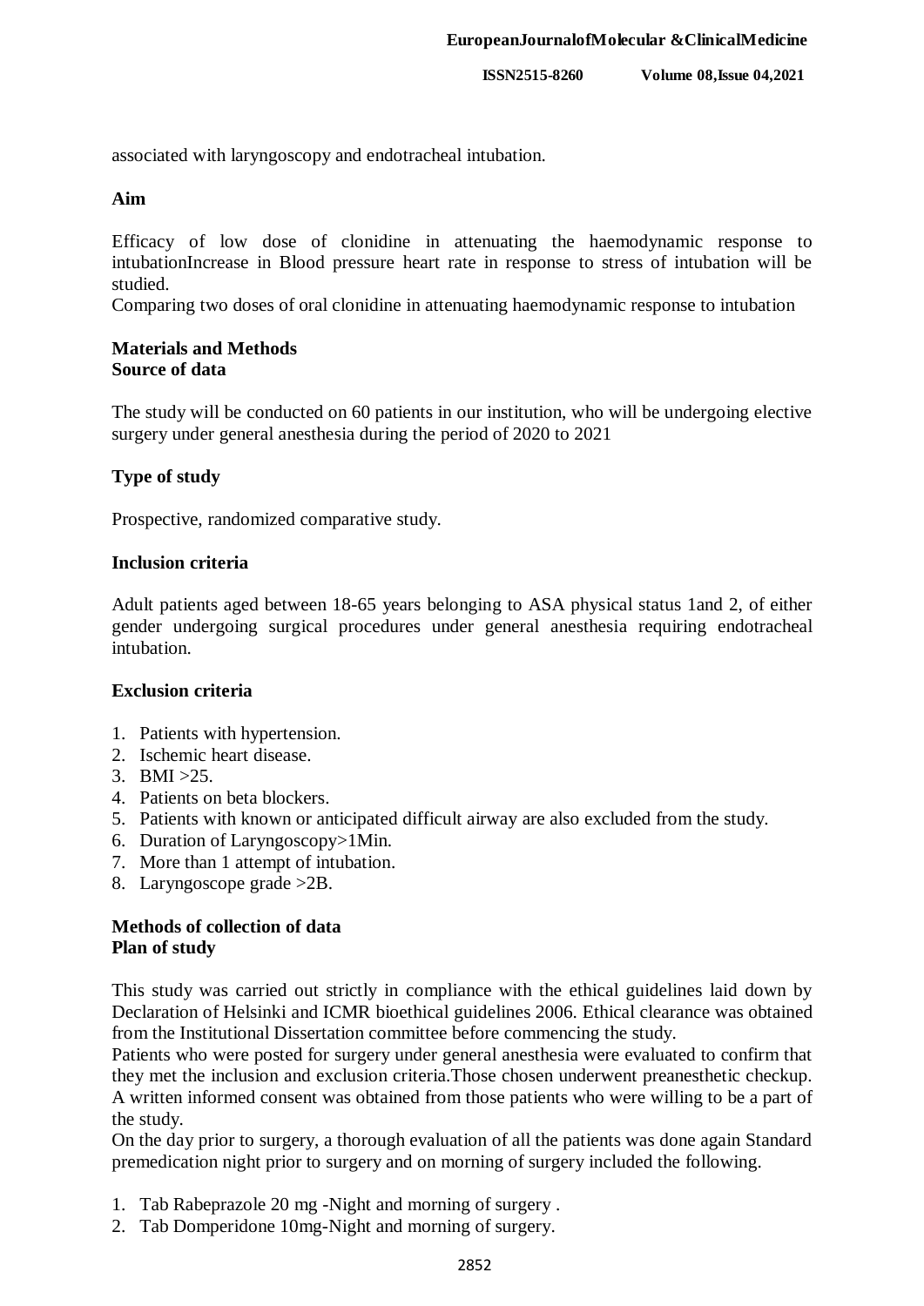associated with laryngoscopy and endotracheal intubation.

## Aim

Efficacy of low dose of clonidine in attenuating the haemodynamic response to intubationIncrease in Blood pressure heart rate in response to stress of intubation will be studied.
Comparing two doses of oral clonidine in attenuating haemodynamic response to intubation

## Materials and Methods

### Source of data

The study will be conducted on 60 patients in our institution, who will be undergoing elective surgery under general anesthesia during the period of 2020 to 2021

### Type of study

Prospective, randomized comparative study.

### Inclusion criteria

Adult patients aged between 18-65 years belonging to ASA physical status 1and 2, of either gender undergoing surgical procedures under general anesthesia requiring endotracheal intubation.

### Exclusion criteria

1. Patients with hypertension.
2. Ischemic heart disease.
3. BMI >25.
4. Patients on beta blockers.
5. Patients with known or anticipated difficult airway are also excluded from the study.
6. Duration of Laryngoscopy>1Min.
7. More than 1 attempt of intubation.
8. Laryngoscope grade >2B.

### Methods of collection of data

### Plan of study

This study was carried out strictly in compliance with the ethical guidelines laid down by Declaration of Helsinki and ICMR bioethical guidelines 2006. Ethical clearance was obtained from the Institutional Dissertation committee before commencing the study.
Patients who were posted for surgery under general anesthesia were evaluated to confirm that they met the inclusion and exclusion criteria.Those chosen underwent preanesthetic checkup. A written informed consent was obtained from those patients who were willing to be a part of the study.
On the day prior to surgery, a thorough evaluation of all the patients was done again Standard premedication night prior to surgery and on morning of surgery included the following.

1. Tab Rabeprazole 20 mg -Night and morning of surgery .
2. Tab Domperidone 10mg-Night and morning of surgery.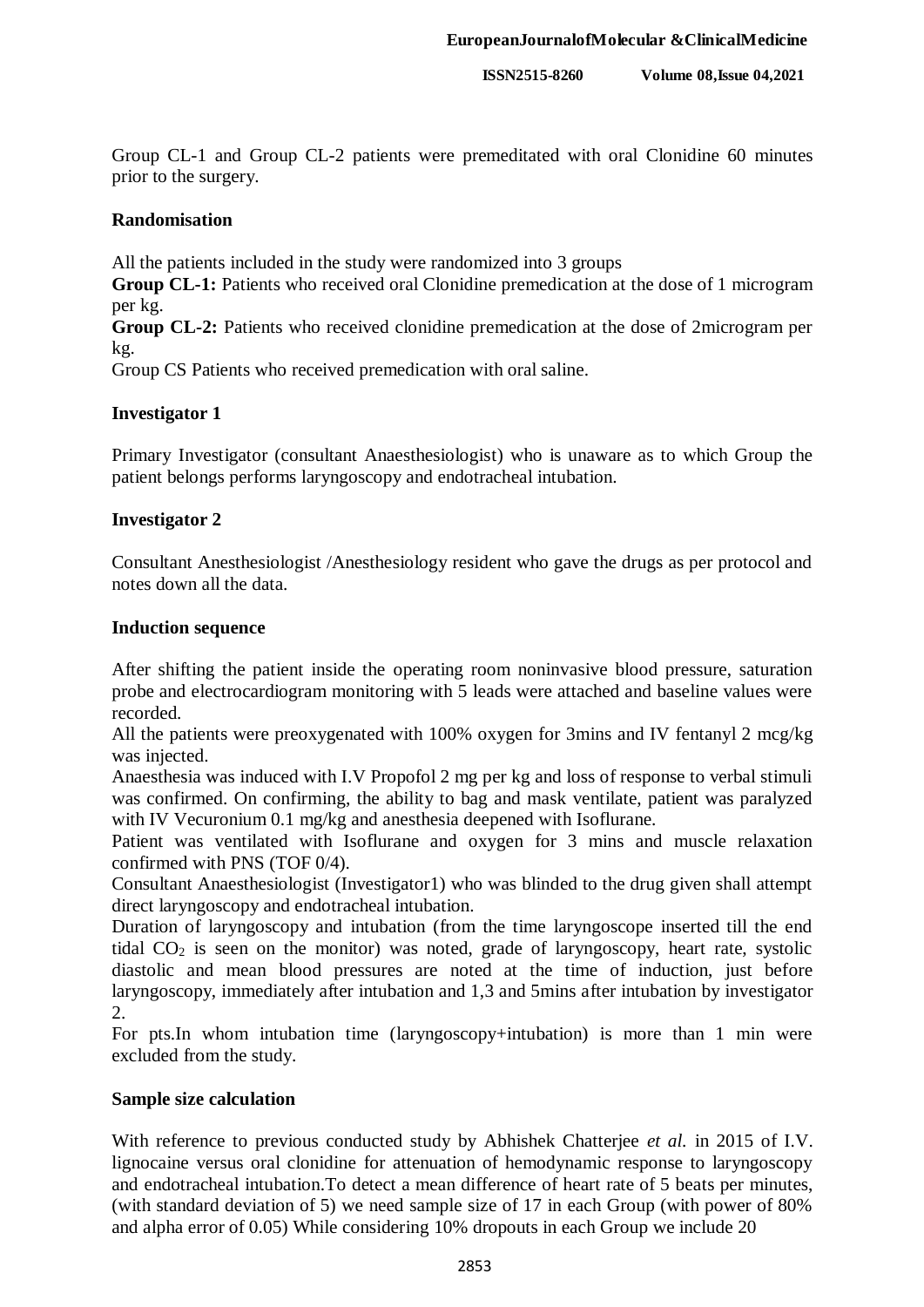Group CL-1 and Group CL-2 patients were premeditated with oral Clonidine 60 minutes prior to the surgery.

**Randomisation**

All the patients included in the study were randomized into 3 groups

**Group CL-1:** Patients who received oral Clonidine premedication at the dose of 1 microgram per kg.

**Group CL-2:** Patients who received clonidine premedication at the dose of 2microgram per kg.

Group CS Patients who received premedication with oral saline.

**Investigator 1**

Primary Investigator (consultant Anaesthesiologist) who is unaware as to which Group the patient belongs performs laryngoscopy and endotracheal intubation.

**Investigator 2**

Consultant Anesthesiologist /Anesthesiology resident who gave the drugs as per protocol and notes down all the data.

**Induction sequence**

After shifting the patient inside the operating room noninvasive blood pressure, saturation probe and electrocardiogram monitoring with 5 leads were attached and baseline values were recorded.

All the patients were preoxygenated with 100% oxygen for 3mins and IV fentanyl 2 mcg/kg was injected.

Anaesthesia was induced with I.V Propofol 2 mg per kg and loss of response to verbal stimuli was confirmed. On confirming, the ability to bag and mask ventilate, patient was paralyzed with IV Vecuronium 0.1 mg/kg and anesthesia deepened with Isoflurane.

Patient was ventilated with Isoflurane and oxygen for 3 mins and muscle relaxation confirmed with PNS (TOF 0/4).

Consultant Anaesthesiologist (Investigator1) who was blinded to the drug given shall attempt direct laryngoscopy and endotracheal intubation.

Duration of laryngoscopy and intubation (from the time laryngoscope inserted till the end tidal $CO_2$ is seen on the monitor) was noted, grade of laryngoscopy, heart rate, systolic diastolic and mean blood pressures are noted at the time of induction, just before laryngoscopy, immediately after intubation and 1,3 and 5mins after intubation by investigator 2.

For pts.In whom intubation time (laryngoscopy+intubation) is more than 1 min were excluded from the study.

**Sample size calculation**

With reference to previous conducted study by Abhishek Chatterjee *et al.* in 2015 of I.V. lignocaine versus oral clonidine for attenuation of hemodynamic response to laryngoscopy and endotracheal intubation.To detect a mean difference of heart rate of 5 beats per minutes, (with standard deviation of 5) we need sample size of 17 in each Group (with power of 80% and alpha error of 0.05) While considering 10% dropouts in each Group we include 20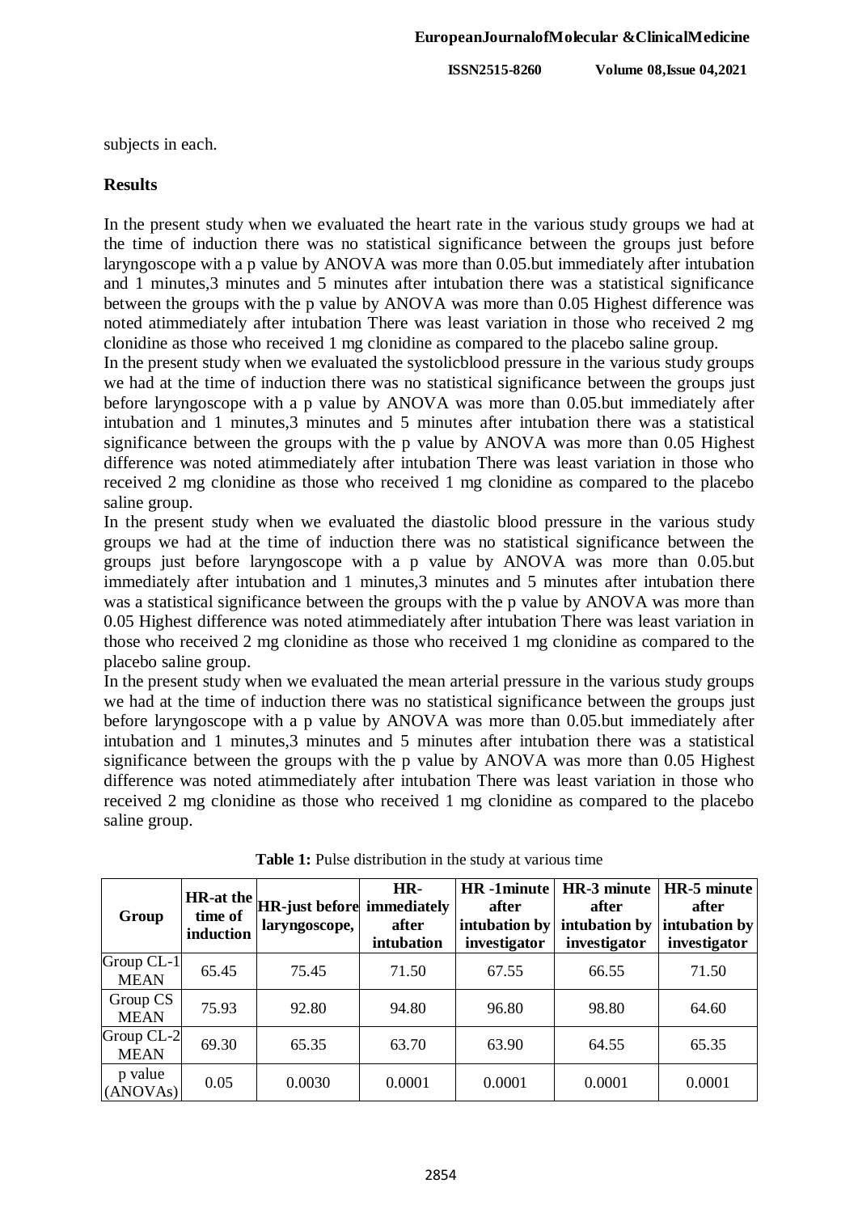subjects in each.

## Results

In the present study when we evaluated the heart rate in the various study groups we had at the time of induction there was no statistical significance between the groups just before laryngoscope with a p value by ANOVA was more than 0.05.but immediately after intubation and 1 minutes,3 minutes and 5 minutes after intubation there was a statistical significance between the groups with the p value by ANOVA was more than 0.05 Highest difference was noted atimmediately after intubation There was least variation in those who received 2 mg clonidine as those who received 1 mg clonidine as compared to the placebo saline group.

In the present study when we evaluated the systolicblood pressure in the various study groups we had at the time of induction there was no statistical significance between the groups just before laryngoscope with a p value by ANOVA was more than 0.05.but immediately after intubation and 1 minutes,3 minutes and 5 minutes after intubation there was a statistical significance between the groups with the p value by ANOVA was more than 0.05 Highest difference was noted atimmediately after intubation There was least variation in those who received 2 mg clonidine as those who received 1 mg clonidine as compared to the placebo saline group.

In the present study when we evaluated the diastolic blood pressure in the various study groups we had at the time of induction there was no statistical significance between the groups just before laryngoscope with a p value by ANOVA was more than 0.05.but immediately after intubation and 1 minutes,3 minutes and 5 minutes after intubation there was a statistical significance between the groups with the p value by ANOVA was more than 0.05 Highest difference was noted atimmediately after intubation There was least variation in those who received 2 mg clonidine as those who received 1 mg clonidine as compared to the placebo saline group.

In the present study when we evaluated the mean arterial pressure in the various study groups we had at the time of induction there was no statistical significance between the groups just before laryngoscope with a p value by ANOVA was more than 0.05.but immediately after intubation and 1 minutes,3 minutes and 5 minutes after intubation there was a statistical significance between the groups with the p value by ANOVA was more than 0.05 Highest difference was noted atimmediately after intubation There was least variation in those who received 2 mg clonidine as those who received 1 mg clonidine as compared to the placebo saline group.

**Table 1:** Pulse distribution in the study at various time

| Group | HR-at the time of induction | HR-just before laryngoscope, | HR-immediately after intubation | HR -1minute after intubation by investigator | HR-3 minute after intubation by investigator | HR-5 minute after intubation by investigator |
|---|---|---|---|---|---|---|
| Group CL-1 MEAN | 65.45 | 75.45 | 71.50 | 67.55 | 66.55 | 71.50 |
| Group CS MEAN | 75.93 | 92.80 | 94.80 | 96.80 | 98.80 | 64.60 |
| Group CL-2 MEAN | 69.30 | 65.35 | 63.70 | 63.90 | 64.55 | 65.35 |
| p value (ANOVAs) | 0.05 | 0.0030 | 0.0001 | 0.0001 | 0.0001 | 0.0001 |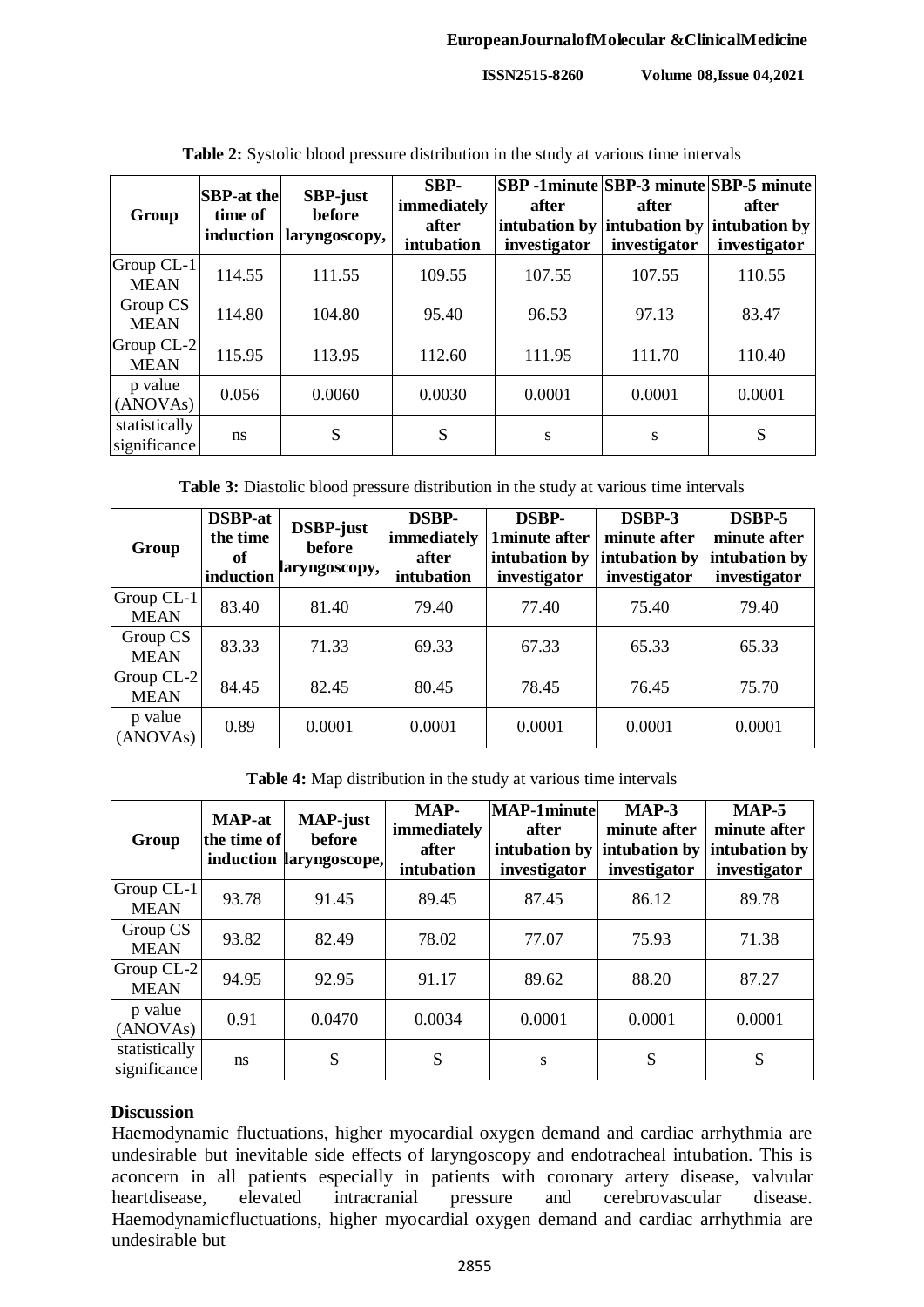**Table 2:** Systolic blood pressure distribution in the study at various time intervals

| Group | SBP-at the time of induction | SBP-just before laryngoscopy, | SBP-immediately after intubation | SBP -1minute after intubation by investigator | SBP-3 minute after intubation by investigator | SBP-5 minute after intubation by investigator |
|---|---|---|---|---|---|---|
| Group CL-1 MEAN | 114.55 | 111.55 | 109.55 | 107.55 | 107.55 | 110.55 |
| Group CS MEAN | 114.80 | 104.80 | 95.40 | 96.53 | 97.13 | 83.47 |
| Group CL-2 MEAN | 115.95 | 113.95 | 112.60 | 111.95 | 111.70 | 110.40 |
| p value (ANOVAs) | 0.056 | 0.0060 | 0.0030 | 0.0001 | 0.0001 | 0.0001 |
| statistically significance | ns | S | S | s | s | S |

**Table 3:** Diastolic blood pressure distribution in the study at various time intervals

| Group | DSBP-at the time of induction | DSBP-just before laryngoscopy, | DSBP-immediately after intubation | DSBP-1minute after intubation by investigator | DSBP-3 minute after intubation by investigator | DSBP-5 minute after intubation by investigator |
|---|---|---|---|---|---|---|
| Group CL-1 MEAN | 83.40 | 81.40 | 79.40 | 77.40 | 75.40 | 79.40 |
| Group CS MEAN | 83.33 | 71.33 | 69.33 | 67.33 | 65.33 | 65.33 |
| Group CL-2 MEAN | 84.45 | 82.45 | 80.45 | 78.45 | 76.45 | 75.70 |
| p value (ANOVAs) | 0.89 | 0.0001 | 0.0001 | 0.0001 | 0.0001 | 0.0001 |

**Table 4:** Map distribution in the study at various time intervals

| Group | MAP-at the time of induction | MAP-just before laryngoscope, | MAP-immediately after intubation | MAP-1minute after intubation by investigator | MAP-3 minute after intubation by investigator | MAP-5 minute after intubation by investigator |
|---|---|---|---|---|---|---|
| Group CL-1 MEAN | 93.78 | 91.45 | 89.45 | 87.45 | 86.12 | 89.78 |
| Group CS MEAN | 93.82 | 82.49 | 78.02 | 77.07 | 75.93 | 71.38 |
| Group CL-2 MEAN | 94.95 | 92.95 | 91.17 | 89.62 | 88.20 | 87.27 |
| p value (ANOVAs) | 0.91 | 0.0470 | 0.0034 | 0.0001 | 0.0001 | 0.0001 |
| statistically significance | ns | S | S | s | S | S |

## Discussion

Haemodynamic fluctuations, higher myocardial oxygen demand and cardiac arrhythmia are undesirable but inevitable side effects of laryngoscopy and endotracheal intubation. This is aconcern in all patients especially in patients with coronary artery disease, valvular heartdisease, elevated intracranial pressure and cerebrovascular disease. Haemodynamicfluctuations, higher myocardial oxygen demand and cardiac arrhythmia are undesirable but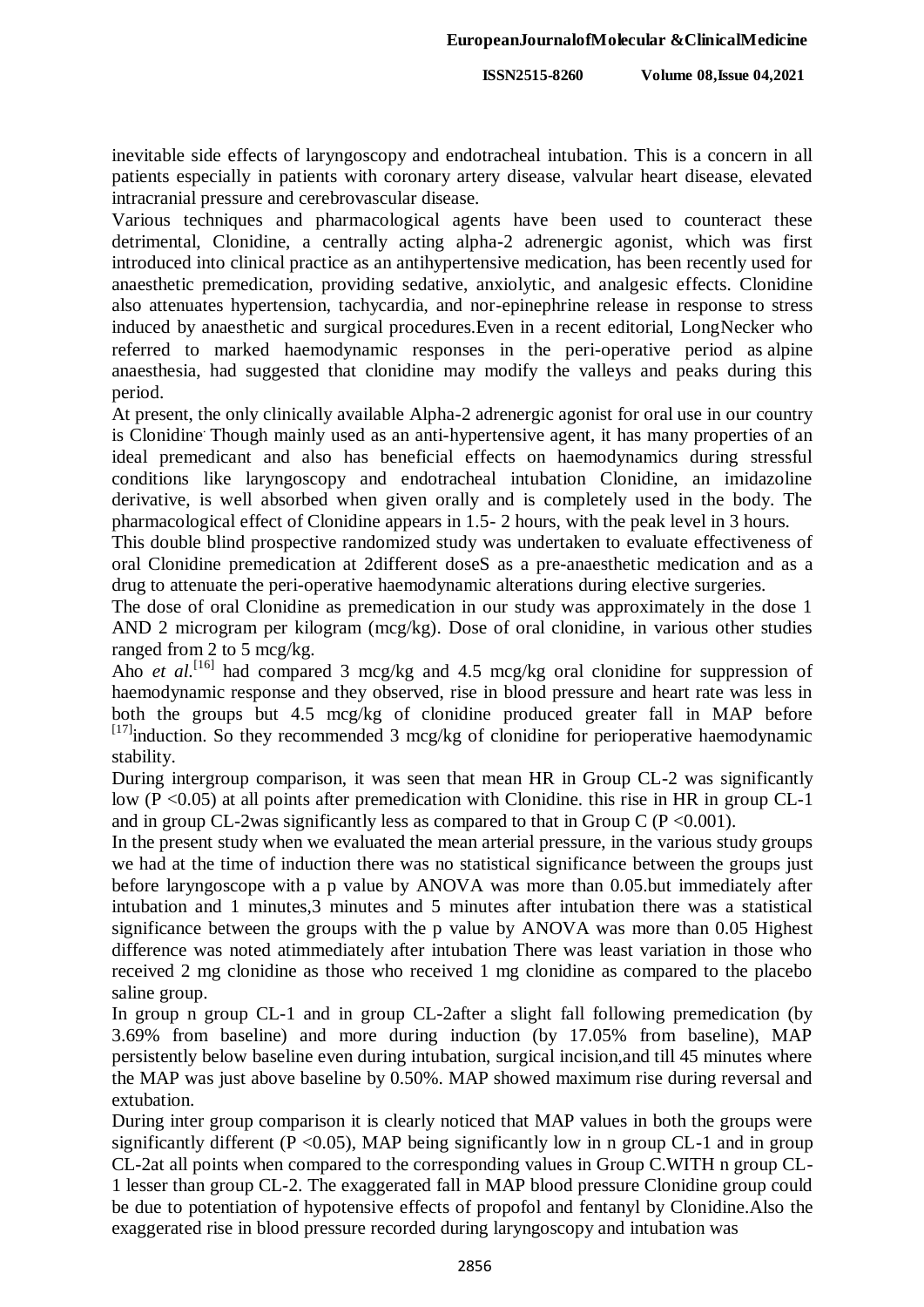inevitable side effects of laryngoscopy and endotracheal intubation. This is a concern in all patients especially in patients with coronary artery disease, valvular heart disease, elevated intracranial pressure and cerebrovascular disease.

Various techniques and pharmacological agents have been used to counteract these detrimental, Clonidine, a centrally acting alpha-2 adrenergic agonist, which was first introduced into clinical practice as an antihypertensive medication, has been recently used for anaesthetic premedication, providing sedative, anxiolytic, and analgesic effects. Clonidine also attenuates hypertension, tachycardia, and nor-epinephrine release in response to stress induced by anaesthetic and surgical procedures.Even in a recent editorial, LongNecker who referred to marked haemodynamic responses in the peri-operative period as alpine anaesthesia, had suggested that clonidine may modify the valleys and peaks during this period.

At present, the only clinically available Alpha-2 adrenergic agonist for oral use in our country is Clonidine. Though mainly used as an anti-hypertensive agent, it has many properties of an ideal premedicant and also has beneficial effects on haemodynamics during stressful conditions like laryngoscopy and endotracheal intubation Clonidine, an imidazoline derivative, is well absorbed when given orally and is completely used in the body. The pharmacological effect of Clonidine appears in 1.5- 2 hours, with the peak level in 3 hours.

This double blind prospective randomized study was undertaken to evaluate effectiveness of oral Clonidine premedication at 2different doseS as a pre-anaesthetic medication and as a drug to attenuate the peri-operative haemodynamic alterations during elective surgeries.

The dose of oral Clonidine as premedication in our study was approximately in the dose 1 AND 2 microgram per kilogram (mcg/kg). Dose of oral clonidine, in various other studies ranged from 2 to 5 mcg/kg.

Aho *et al.*[16] had compared 3 mcg/kg and 4.5 mcg/kg oral clonidine for suppression of haemodynamic response and they observed, rise in blood pressure and heart rate was less in both the groups but 4.5 mcg/kg of clonidine produced greater fall in MAP before [17]induction. So they recommended 3 mcg/kg of clonidine for perioperative haemodynamic stability.

During intergroup comparison, it was seen that mean HR in Group CL-2 was significantly low ($P < 0.05$) at all points after premedication with Clonidine. this rise in HR in group CL-1 and in group CL-2was significantly less as compared to that in Group C ($P < 0.001$).

In the present study when we evaluated the mean arterial pressure, in the various study groups we had at the time of induction there was no statistical significance between the groups just before laryngoscope with a p value by ANOVA was more than 0.05.but immediately after intubation and 1 minutes,3 minutes and 5 minutes after intubation there was a statistical significance between the groups with the p value by ANOVA was more than 0.05 Highest difference was noted atimmediately after intubation There was least variation in those who received 2 mg clonidine as those who received 1 mg clonidine as compared to the placebo saline group.

In group n group CL-1 and in group CL-2after a slight fall following premedication (by 3.69% from baseline) and more during induction (by 17.05% from baseline), MAP persistently below baseline even during intubation, surgical incision,and till 45 minutes where the MAP was just above baseline by 0.50%. MAP showed maximum rise during reversal and extubation.

During inter group comparison it is clearly noticed that MAP values in both the groups were significantly different ($P < 0.05$), MAP being significantly low in n group CL-1 and in group CL-2at all points when compared to the corresponding values in Group C.WITH n group CL-1 lesser than group CL-2. The exaggerated fall in MAP blood pressure Clonidine group could be due to potentiation of hypotensive effects of propofol and fentanyl by Clonidine.Also the exaggerated rise in blood pressure recorded during laryngoscopy and intubation was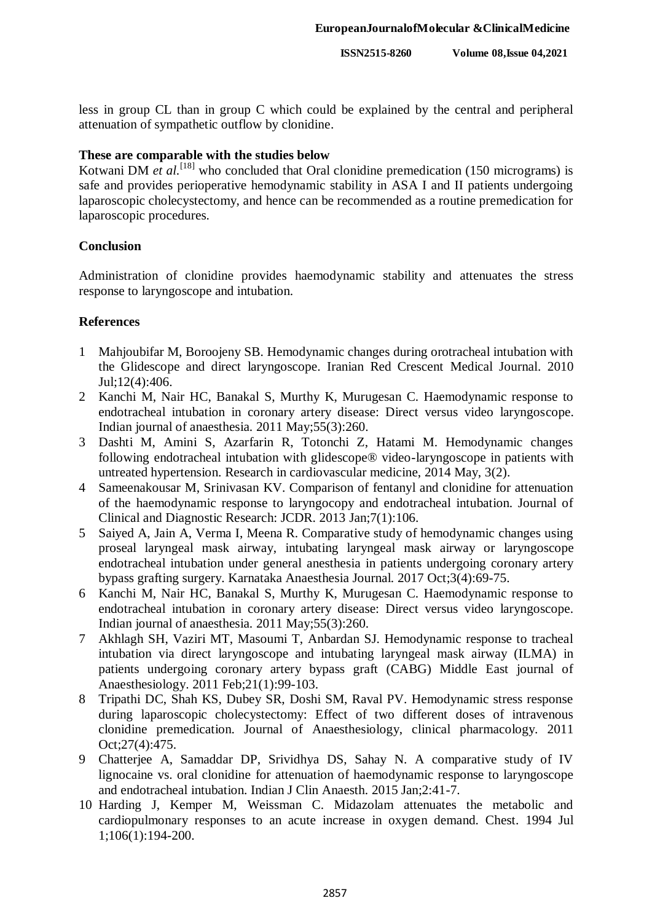less in group CL than in group C which could be explained by the central and peripheral attenuation of sympathetic outflow by clonidine.

**These are comparable with the studies below**

Kotwani DM *et al.*[18] who concluded that Oral clonidine premedication (150 micrograms) is safe and provides perioperative hemodynamic stability in ASA I and II patients undergoing laparoscopic cholecystectomy, and hence can be recommended as a routine premedication for laparoscopic procedures.

## Conclusion

Administration of clonidine provides haemodynamic stability and attenuates the stress response to laryngoscope and intubation.

## References

1. Mahjoubifar M, Boroojeny SB. Hemodynamic changes during orotracheal intubation with the Glidescope and direct laryngoscope. Iranian Red Crescent Medical Journal. 2010 Jul;12(4):406.
2. Kanchi M, Nair HC, Banakal S, Murthy K, Murugesan C. Haemodynamic response to endotracheal intubation in coronary artery disease: Direct versus video laryngoscope. Indian journal of anaesthesia. 2011 May;55(3):260.
3. Dashti M, Amini S, Azarfarin R, Totonchi Z, Hatami M. Hemodynamic changes following endotracheal intubation with glidescope® video-laryngoscope in patients with untreated hypertension. Research in cardiovascular medicine, 2014 May, 3(2).
4. Sameenakousar M, Srinivasan KV. Comparison of fentanyl and clonidine for attenuation of the haemodynamic response to laryngocopy and endotracheal intubation. Journal of Clinical and Diagnostic Research: JCDR. 2013 Jan;7(1):106.
5. Saiyed A, Jain A, Verma I, Meena R. Comparative study of hemodynamic changes using proseal laryngeal mask airway, intubating laryngeal mask airway or laryngoscope endotracheal intubation under general anesthesia in patients undergoing coronary artery bypass grafting surgery. Karnataka Anaesthesia Journal. 2017 Oct;3(4):69-75.
6. Kanchi M, Nair HC, Banakal S, Murthy K, Murugesan C. Haemodynamic response to endotracheal intubation in coronary artery disease: Direct versus video laryngoscope. Indian journal of anaesthesia. 2011 May;55(3):260.
7. Akhlagh SH, Vaziri MT, Masoumi T, Anbardan SJ. Hemodynamic response to tracheal intubation via direct laryngoscope and intubating laryngeal mask airway (ILMA) in patients undergoing coronary artery bypass graft (CABG) Middle East journal of Anaesthesiology. 2011 Feb;21(1):99-103.
8. Tripathi DC, Shah KS, Dubey SR, Doshi SM, Raval PV. Hemodynamic stress response during laparoscopic cholecystectomy: Effect of two different doses of intravenous clonidine premedication. Journal of Anaesthesiology, clinical pharmacology. 2011 Oct;27(4):475.
9. Chatterjee A, Samaddar DP, Srividhya DS, Sahay N. A comparative study of IV lignocaine vs. oral clonidine for attenuation of haemodynamic response to laryngoscope and endotracheal intubation. Indian J Clin Anaesth. 2015 Jan;2:41-7.
10. Harding J, Kemper M, Weissman C. Midazolam attenuates the metabolic and cardiopulmonary responses to an acute increase in oxygen demand. Chest. 1994 Jul 1;106(1):194-200.